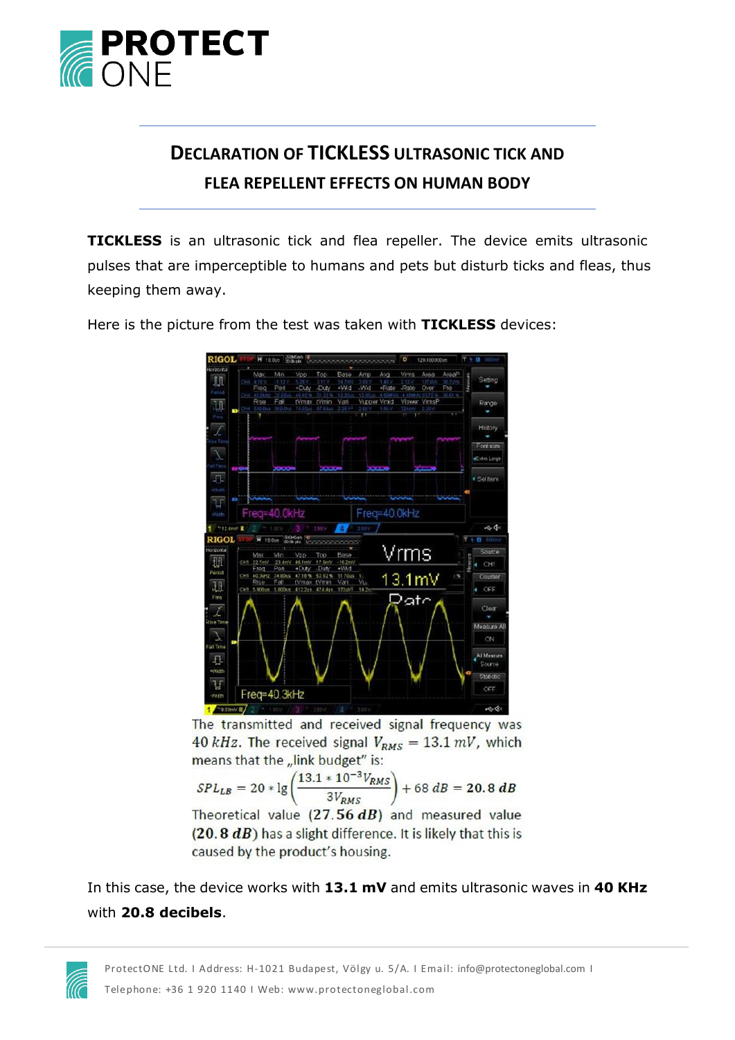# DECLARATION OF TICKLESS ULTRASONIC TICK AND FLEA REPELLENT EFFECTS ON HUMAN BODY

**TICKLESS** is an ultrasonic tick and flea repeller. The device emits ultrasonic pulses that are imperceptible to humans and pets but disturb ticks and fleas, thus keeping them away.

Here is the picture from the test was taken with **TICKLESS** devices:

The transmitted and received signal frequency was $40\ kHz$. The received signal $V_{RMS} = 13.1\ mV$, which means that the „link budget" is:

$$SPL_{LB} = 20 * \lg\left(\frac{13.1 * 10^{-3} V_{RMS}}{3 V_{RMS}}\right) + 68\ dB = \mathbf{20.8\ dB}$$

Theoretical value $(\mathbf{27.56\ dB})$ and measured value $(\mathbf{20.8\ dB})$ has a slight difference. It is likely that this is caused by the product's housing.

In this case, the device works with **13.1 mV** and emits ultrasonic waves in **40 KHz** with **20.8 decibels**.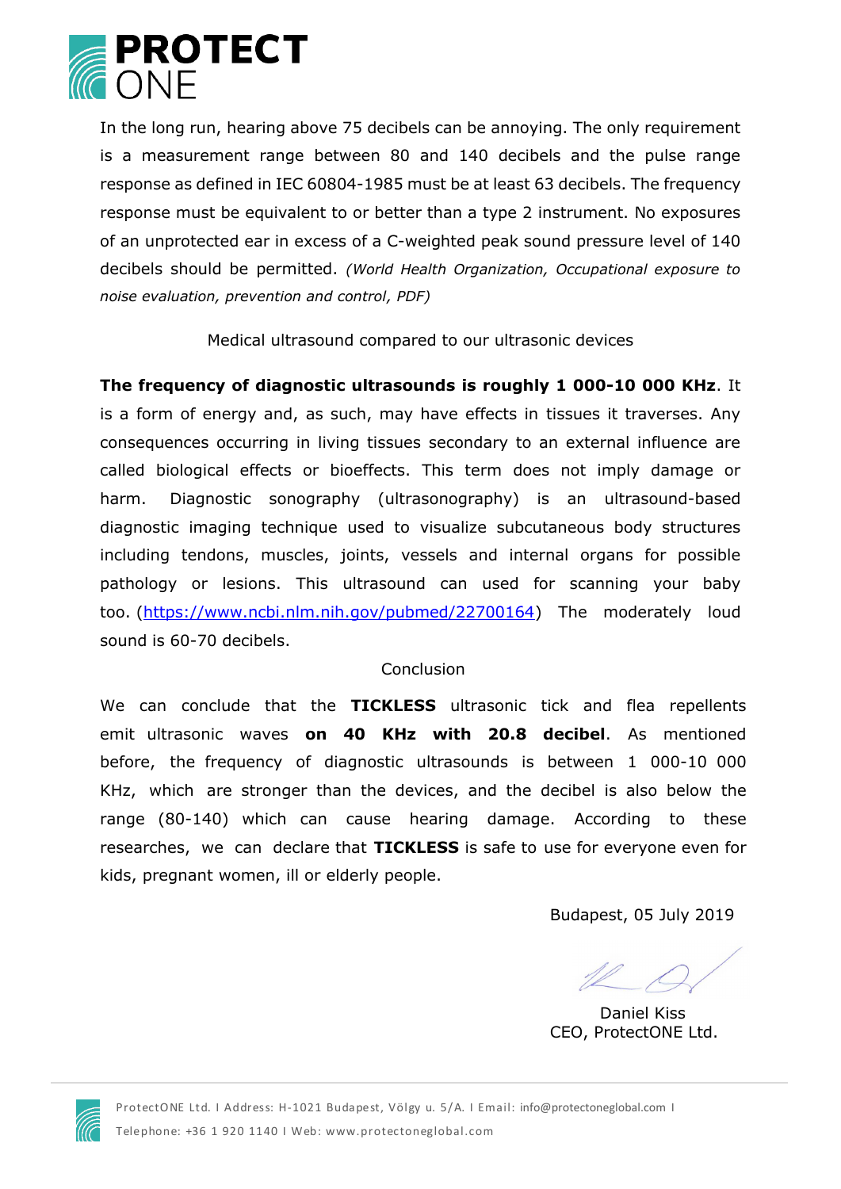In the long run, hearing above 75 decibels can be annoying. The only requirement is a measurement range between 80 and 140 decibels and the pulse range response as defined in IEC 60804-1985 must be at least 63 decibels. The frequency response must be equivalent to or better than a type 2 instrument. No exposures of an unprotected ear in excess of a C-weighted peak sound pressure level of 140 decibels should be permitted. *(World Health Organization, Occupational exposure to noise evaluation, prevention and control, PDF)*

## Medical ultrasound compared to our ultrasonic devices

**The frequency of diagnostic ultrasounds is roughly 1 000-10 000 KHz**. It is a form of energy and, as such, may have effects in tissues it traverses. Any consequences occurring in living tissues secondary to an external influence are called biological effects or bioeffects. This term does not imply damage or harm. Diagnostic sonography (ultrasonography) is an ultrasound-based diagnostic imaging technique used to visualize subcutaneous body structures including tendons, muscles, joints, vessels and internal organs for possible pathology or lesions. This ultrasound can used for scanning your baby too. (https://www.ncbi.nlm.nih.gov/pubmed/22700164) The moderately loud sound is 60-70 decibels.

## Conclusion

We can conclude that the **TICKLESS** ultrasonic tick and flea repellents emit ultrasonic waves **on 40 KHz with 20.8 decibel**. As mentioned before, the frequency of diagnostic ultrasounds is between 1 000-10 000 KHz, which are stronger than the devices, and the decibel is also below the range (80-140) which can cause hearing damage. According to these researches, we can declare that **TICKLESS** is safe to use for everyone even for kids, pregnant women, ill or elderly people.

Budapest, 05 July 2019

Daniel Kiss
CEO, ProtectONE Ltd.